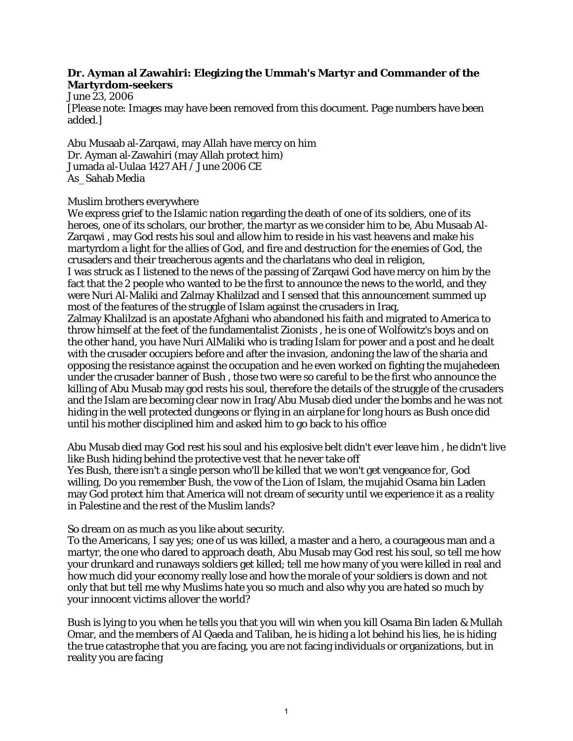**Dr. Ayman al Zawahiri: Elegizing the Ummah's Martyr and Commander of the Martyrdom-seekers**
June 23, 2006
[Please note: Images may have been removed from this document. Page numbers have been added.]

Abu Musaab al-Zarqawi, may Allah have mercy on him
Dr. Ayman al-Zawahiri (may Allah protect him)
Jumada al-Uulaa 1427 AH / June 2006 CE
As_Sahab Media

Muslim brothers everywhere
We express grief to the Islamic nation regarding the death of one of its soldiers, one of its heroes, one of its scholars, our brother, the martyr as we consider him to be, Abu Musaab Al-Zarqawi , may God rests his soul and allow him to reside in his vast heavens and make his martyrdom a light for the allies of God, and fire and destruction for the enemies of God, the crusaders and their treacherous agents and the charlatans who deal in religion,
I was struck as I listened to the news of the passing of Zarqawi God have mercy on him by the fact that the 2 people who wanted to be the first to announce the news to the world, and they were Nuri Al-Maliki and Zalmay Khalilzad and I sensed that this announcement summed up most of the features of the struggle of Islam against the crusaders in Iraq,
Zalmay Khalilzad is an apostate Afghani who abandoned his faith and migrated to America to throw himself at the feet of the fundamentalist Zionists , he is one of Wolfowitz's boys and on the other hand, you have Nuri AlMaliki who is trading Islam for power and a post and he dealt with the crusader occupiers before and after the invasion, andoning the law of the sharia and opposing the resistance against the occupation and he even worked on fighting the mujahedeen under the crusader banner of Bush , those two were so careful to be the first who announce the killing of Abu Musab may god rests his soul, therefore the details of the struggle of the crusaders and the Islam are becoming clear now in Iraq/Abu Musab died under the bombs and he was not hiding in the well protected dungeons or flying in an airplane for long hours as Bush once did until his mother disciplined him and asked him to go back to his office

Abu Musab died may God rest his soul and his explosive belt didn't ever leave him , he didn't live like Bush hiding behind the protective vest that he never take off
Yes Bush, there isn't a single person who'll be killed that we won't get vengeance for, God willing, Do you remember Bush, the vow of the Lion of Islam, the mujahid Osama bin Laden may God protect him that America will not dream of security until we experience it as a reality in Palestine and the rest of the Muslim lands?

So dream on as much as you like about security.
To the Americans, I say yes; one of us was killed, a master and a hero, a courageous man and a martyr, the one who dared to approach death, Abu Musab may God rest his soul, so tell me how your drunkard and runaways soldiers get killed; tell me how many of you were killed in real and how much did your economy really lose and how the morale of your soldiers is down and not only that but tell me why Muslims hate you so much and also why you are hated so much by your innocent victims allover the world?

Bush is lying to you when he tells you that you will win when you kill Osama Bin laden & Mullah Omar, and the members of Al Qaeda and Taliban, he is hiding a lot behind his lies, he is hiding the true catastrophe that you are facing, you are not facing individuals or organizations, but in reality you are facing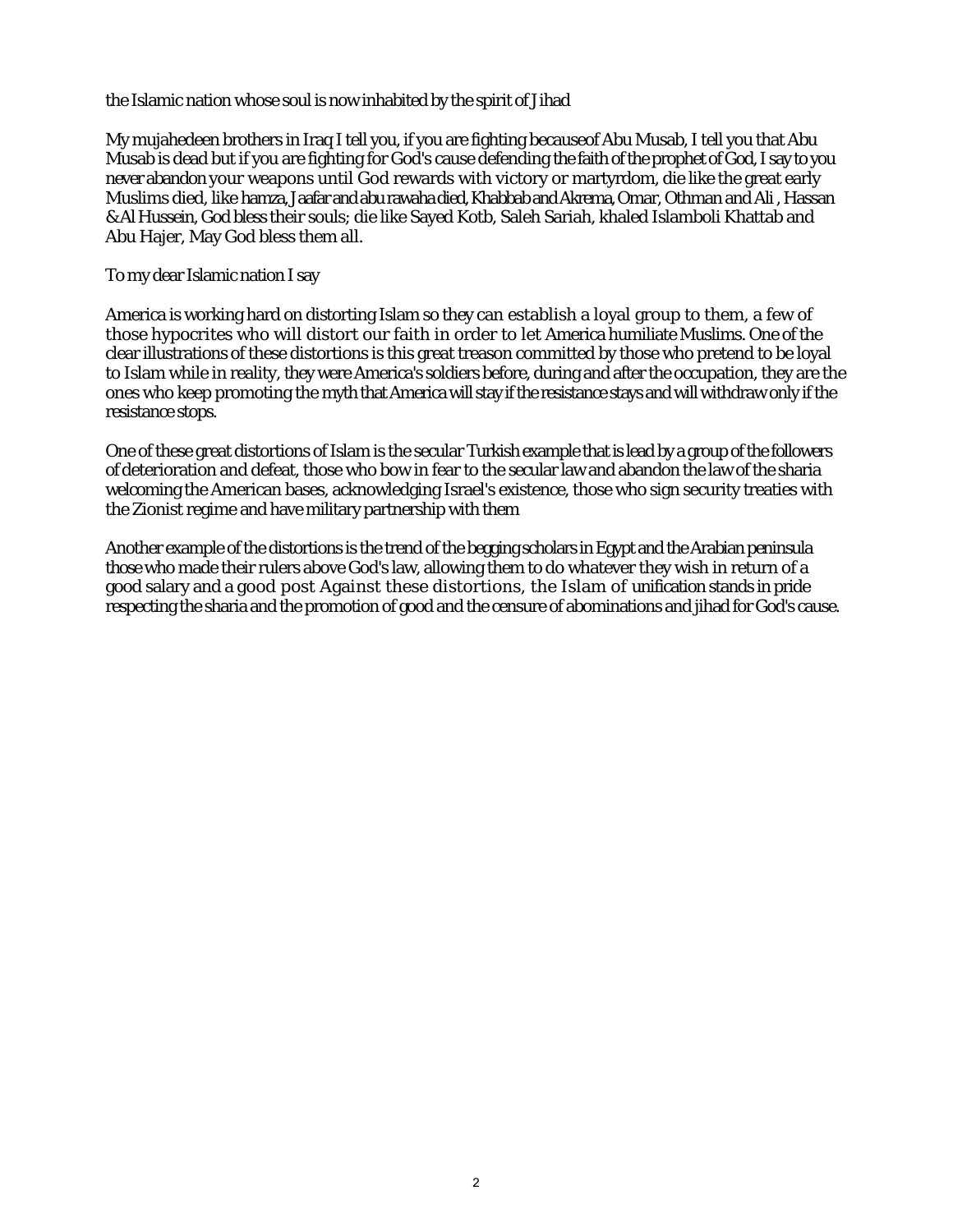the Islamic nation whose soul is now inhabited by the spirit of Jihad

My mujahedeen brothers in Iraq I tell you, if you are fighting becauseof Abu Musab, I tell you that Abu Musab is dead but if you are fighting for God's cause defending the faith of the prophet of God, I say to you never abandon your weapons until God rewards with victory or martyrdom, die like the great early Muslims died, like hamza, Jaafar and abu rawaha died, Khabbab and Akrema, Omar, Othman and Ali , Hassan &Al Hussein, God bless their souls; die like Sayed Kotb, Saleh Sariah, khaled Islamboli Khattab and Abu Hajer, May God bless them all.

To my dear Islamic nation I say

America is working hard on distorting Islam so they can establish a loyal group to them, a few of those hypocrites who will distort our faith in order to let America humiliate Muslims. One of the clear illustrations of these distortions is this great treason committed by those who pretend to be loyal to Islam while in reality, they were America's soldiers before, during and after the occupation, they are the ones who keep promoting the myth that America will stay if the resistance stays and will withdraw only if the resistance stops.

One of these great distortions of Islam is the secular Turkish example that is lead by a group of the followers of deterioration and defeat, those who bow in fear to the secular law and abandon the law of the sharia welcoming the American bases, acknowledging Israel's existence, those who sign security treaties with the Zionist regime and have military partnership with them

Another example of the distortions is the trend of the begging scholars in Egypt and the Arabian peninsula those who made their rulers above God's law, allowing them to do whatever they wish in return of a good salary and a good post Against these distortions, the Islam of unification stands in pride respecting the sharia and the promotion of good and the censure of abominations and jihad for God's cause.